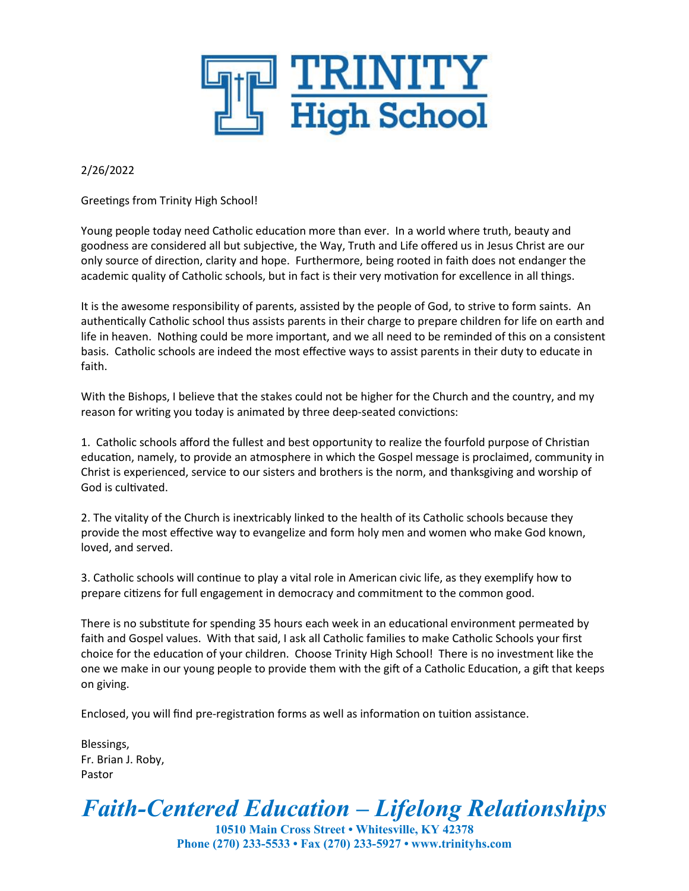# TRINITY High School

2/26/2022

Greetings from Trinity High School!

Young people today need Catholic education more than ever. In a world where truth, beauty and goodness are considered all but subjective, the Way, Truth and Life offered us in Jesus Christ are our only source of direction, clarity and hope. Furthermore, being rooted in faith does not endanger the academic quality of Catholic schools, but in fact is their very motivation for excellence in all things.

It is the awesome responsibility of parents, assisted by the people of God, to strive to form saints. An authentically Catholic school thus assists parents in their charge to prepare children for life on earth and life in heaven. Nothing could be more important, and we all need to be reminded of this on a consistent basis. Catholic schools are indeed the most effective ways to assist parents in their duty to educate in faith.

With the Bishops, I believe that the stakes could not be higher for the Church and the country, and my reason for writing you today is animated by three deep-seated convictions:

1. Catholic schools afford the fullest and best opportunity to realize the fourfold purpose of Christian education, namely, to provide an atmosphere in which the Gospel message is proclaimed, community in Christ is experienced, service to our sisters and brothers is the norm, and thanksgiving and worship of God is cultivated.

2. The vitality of the Church is inextricably linked to the health of its Catholic schools because they provide the most effective way to evangelize and form holy men and women who make God known, loved, and served.

3. Catholic schools will continue to play a vital role in American civic life, as they exemplify how to prepare citizens for full engagement in democracy and commitment to the common good.

There is no substitute for spending 35 hours each week in an educational environment permeated by faith and Gospel values. With that said, I ask all Catholic families to make Catholic Schools your first choice for the education of your children. Choose Trinity High School! There is no investment like the one we make in our young people to provide them with the gift of a Catholic Education, a gift that keeps on giving.

Enclosed, you will find pre-registration forms as well as information on tuition assistance.

Blessings,
Fr. Brian J. Roby,
Pastor

***Faith-Centered Education – Lifelong Relationships***

**10510 Main Cross Street • Whitesville, KY 42378**
**Phone (270) 233-5533 • Fax (270) 233-5927 • www.trinityhs.com**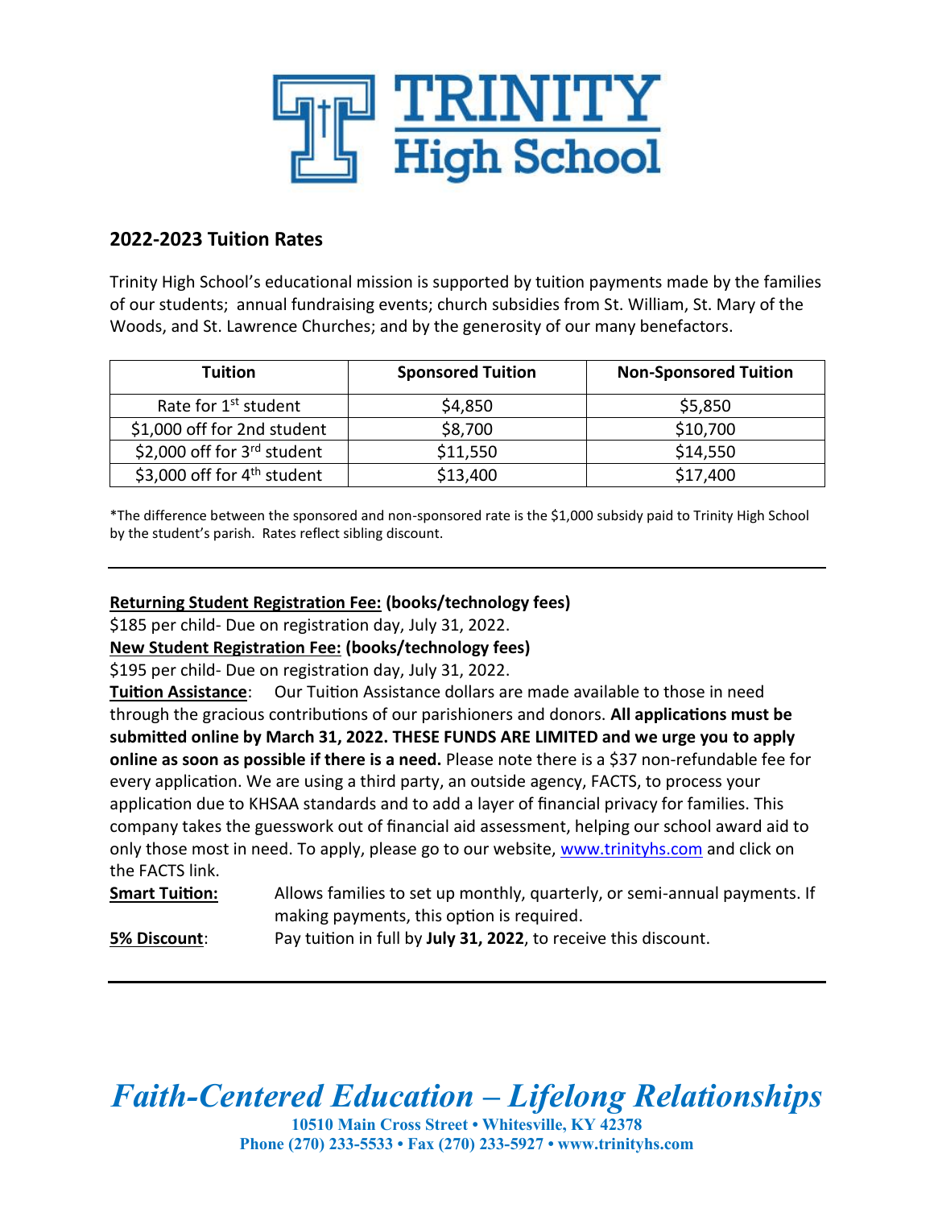# TRINITY High School

## 2022-2023 Tuition Rates

Trinity High School's educational mission is supported by tuition payments made by the families of our students; annual fundraising events; church subsidies from St. William, St. Mary of the Woods, and St. Lawrence Churches; and by the generosity of our many benefactors.

| Tuition | Sponsored Tuition | Non-Sponsored Tuition |
|---|---|---|
| Rate for 1st student | $4,850 | $5,850 |
| $1,000 off for 2nd student | $8,700 | $10,700 |
| $2,000 off for 3rd student | $11,550 | $14,550 |
| $3,000 off for 4th student | $13,400 | $17,400 |

*The difference between the sponsored and non-sponsored rate is the $1,000 subsidy paid to Trinity High School by the student's parish. Rates reflect sibling discount.

---

**Returning Student Registration Fee: (books/technology fees)**
$185 per child- Due on registration day, July 31, 2022.

**New Student Registration Fee: (books/technology fees)**
$195 per child- Due on registration day, July 31, 2022.

**Tuition Assistance**: Our Tuition Assistance dollars are made available to those in need through the gracious contributions of our parishioners and donors. **All applications must be submitted online by March 31, 2022. THESE FUNDS ARE LIMITED and we urge you to apply online as soon as possible if there is a need.** Please note there is a $37 non-refundable fee for every application. We are using a third party, an outside agency, FACTS, to process your application due to KHSAA standards and to add a layer of financial privacy for families. This company takes the guesswork out of financial aid assessment, helping our school award aid to only those most in need. To apply, please go to our website, www.trinityhs.com and click on the FACTS link.

**Smart Tuition:** Allows families to set up monthly, quarterly, or semi-annual payments. If making payments, this option is required.

**5% Discount**: Pay tuition in full by **July 31, 2022**, to receive this discount.

---

***Faith-Centered Education – Lifelong Relationships***

**10510 Main Cross Street • Whitesville, KY 42378**
**Phone (270) 233-5533 • Fax (270) 233-5927 • www.trinityhs.com**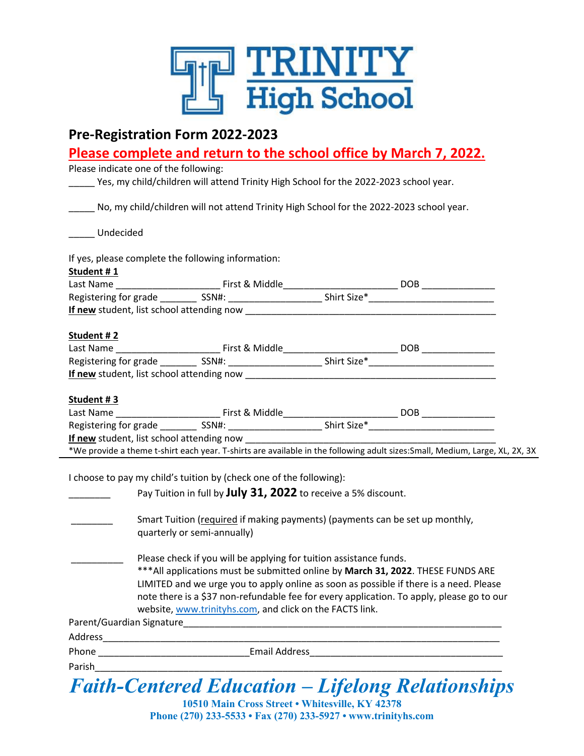# TRINITY High School

## Pre-Registration Form 2022-2023

**Please complete and return to the school office by March 7, 2022.**

Please indicate one of the following:

_____ Yes, my child/children will attend Trinity High School for the 2022-2023 school year.

_____ No, my child/children will not attend Trinity High School for the 2022-2023 school year.

_____ Undecided

If yes, please complete the following information:

**Student # 1**

Last Name ____________________ First & Middle______________________ DOB ______________

Registering for grade _______ SSN#: __________________ Shirt Size*_________________________

**If new** student, list school attending now ________________________________________________

**Student # 2**

Last Name ____________________ First & Middle______________________ DOB ______________

Registering for grade _______ SSN#: __________________ Shirt Size*_________________________

**If new** student, list school attending now ________________________________________________

**Student # 3**

Last Name ____________________ First & Middle______________________ DOB ______________

Registering for grade _______ SSN#: __________________ Shirt Size*_________________________

**If new** student, list school attending now ________________________________________________

*We provide a theme t-shirt each year. T-shirts are available in the following adult sizes:Small, Medium, Large, XL, 2X, 3X

---

I choose to pay my child's tuition by (check one of the following):

________ Pay Tuition in full by **July 31, 2022** to receive a 5% discount.

________ Smart Tuition (required if making payments) (payments can be set up monthly, quarterly or semi-annually)

__________ Please check if you will be applying for tuition assistance funds.
***All applications must be submitted online by **March 31, 2022**. THESE FUNDS ARE LIMITED and we urge you to apply online as soon as possible if there is a need. Please note there is a $37 non-refundable fee for every application. To apply, please go to our website, www.trinityhs.com, and click on the FACTS link.

Parent/Guardian Signature_______________________________________________________________

Address___________________________________________________________________________

Phone ____________________________Email Address_____________________________________

Parish____________________________________________________________________________

***Faith-Centered Education – Lifelong Relationships***

**10510 Main Cross Street • Whitesville, KY 42378**
**Phone (270) 233-5533 • Fax (270) 233-5927 • www.trinityhs.com**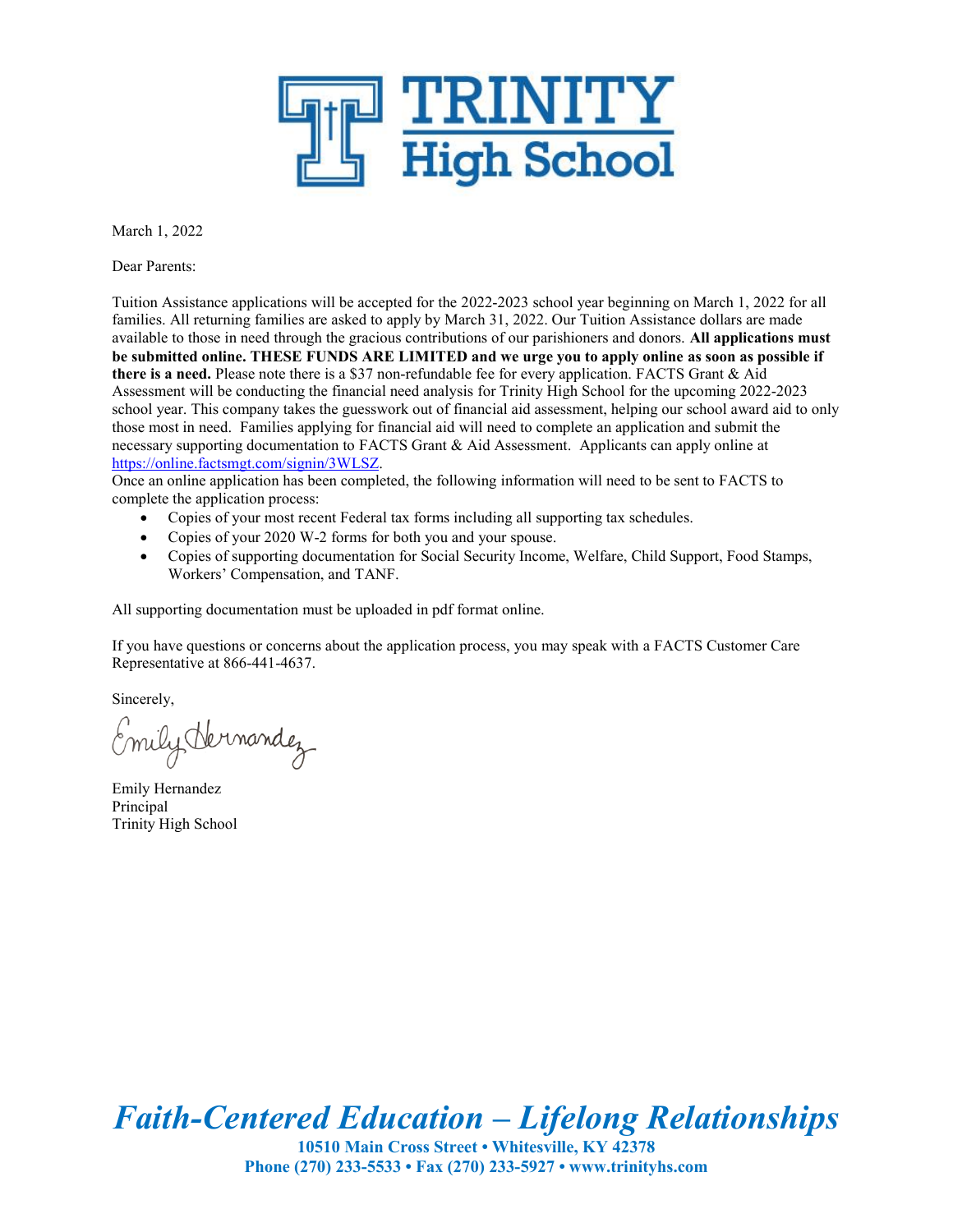# TRINITY High School

March 1, 2022

Dear Parents:

Tuition Assistance applications will be accepted for the 2022-2023 school year beginning on March 1, 2022 for all families. All returning families are asked to apply by March 31, 2022. Our Tuition Assistance dollars are made available to those in need through the gracious contributions of our parishioners and donors. **All applications must be submitted online. THESE FUNDS ARE LIMITED and we urge you to apply online as soon as possible if there is a need.** Please note there is a $37 non-refundable fee for every application. FACTS Grant & Aid Assessment will be conducting the financial need analysis for Trinity High School for the upcoming 2022-2023 school year. This company takes the guesswork out of financial aid assessment, helping our school award aid to only those most in need. Families applying for financial aid will need to complete an application and submit the necessary supporting documentation to FACTS Grant & Aid Assessment. Applicants can apply online at [https://online.factsmgt.com/signin/3WLSZ](https://online.factsmgt.com/signin/3WLSZ).

Once an online application has been completed, the following information will need to be sent to FACTS to complete the application process:

- Copies of your most recent Federal tax forms including all supporting tax schedules.
- Copies of your 2020 W-2 forms for both you and your spouse.
- Copies of supporting documentation for Social Security Income, Welfare, Child Support, Food Stamps, Workers' Compensation, and TANF.

All supporting documentation must be uploaded in pdf format online.

If you have questions or concerns about the application process, you may speak with a FACTS Customer Care Representative at 866-441-4637.

Sincerely,

Emily Hernandez

Emily Hernandez
Principal
Trinity High School

***Faith-Centered Education – Lifelong Relationships***

**10510 Main Cross Street • Whitesville, KY 42378**
**Phone (270) 233-5533 • Fax (270) 233-5927 • www.trinityhs.com**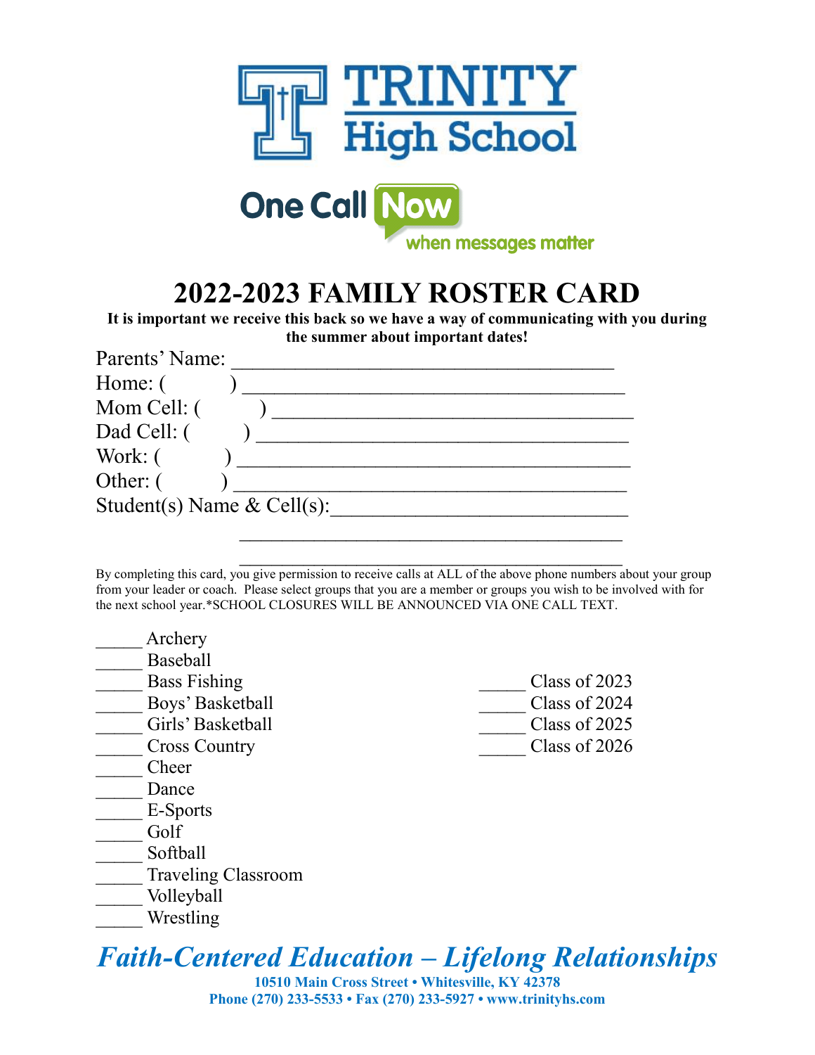# TRINITY High School

One Call Now — when messages matter

## 2022-2023 FAMILY ROSTER CARD

**It is important we receive this back so we have a way of communicating with you during the summer about important dates!**

Parents' Name: ______________________________________

Home: (          ) ______________________________________

Mom Cell: (          ) ______________________________________

Dad Cell: (          ) ______________________________________

Work: (          ) ______________________________________

Other: (          ) ______________________________________

Student(s) Name & Cell(s):______________________________

______________________________________

______________________________________

By completing this card, you give permission to receive calls at ALL of the above phone numbers about your group from your leader or coach. Please select groups that you are a member or groups you wish to be involved with for the next school year.*SCHOOL CLOSURES WILL BE ANNOUNCED VIA ONE CALL TEXT.

_____ Archery
_____ Baseball
_____ Bass Fishing
_____ Boys' Basketball
_____ Girls' Basketball
_____ Cross Country
_____ Cheer
_____ Dance
_____ E-Sports
_____ Golf
_____ Softball
_____ Traveling Classroom
_____ Volleyball
_____ Wrestling

_____ Class of 2023
_____ Class of 2024
_____ Class of 2025
_____ Class of 2026

***Faith-Centered Education – Lifelong Relationships***

**10510 Main Cross Street • Whitesville, KY 42378**
**Phone (270) 233-5533 • Fax (270) 233-5927 • www.trinityhs.com**